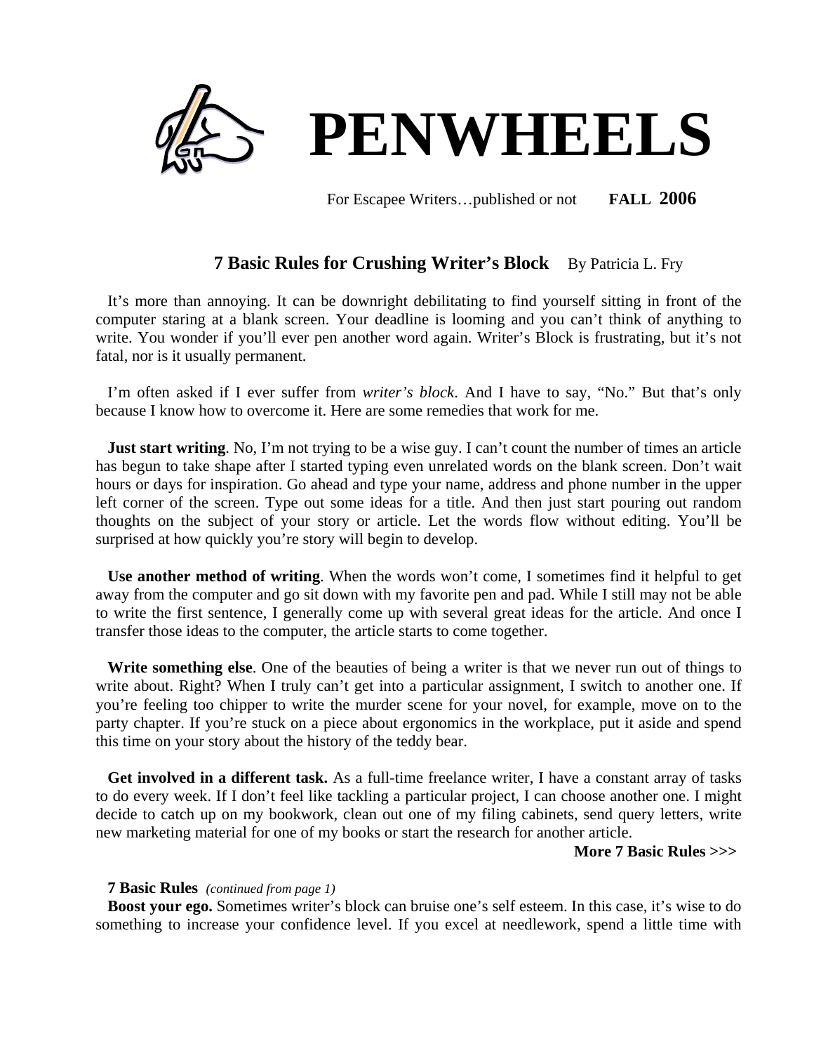# PENWHEELS

For Escapee Writers…published or not **FALL 2006**

## 7 Basic Rules for Crushing Writer's Block

By Patricia L. Fry

It's more than annoying. It can be downright debilitating to find yourself sitting in front of the computer staring at a blank screen. Your deadline is looming and you can't think of anything to write. You wonder if you'll ever pen another word again. Writer's Block is frustrating, but it's not fatal, nor is it usually permanent.

I'm often asked if I ever suffer from *writer's block*. And I have to say, "No." But that's only because I know how to overcome it. Here are some remedies that work for me.

**Just start writing**. No, I'm not trying to be a wise guy. I can't count the number of times an article has begun to take shape after I started typing even unrelated words on the blank screen. Don't wait hours or days for inspiration. Go ahead and type your name, address and phone number in the upper left corner of the screen. Type out some ideas for a title. And then just start pouring out random thoughts on the subject of your story or article. Let the words flow without editing. You'll be surprised at how quickly you're story will begin to develop.

**Use another method of writing**. When the words won't come, I sometimes find it helpful to get away from the computer and go sit down with my favorite pen and pad. While I still may not be able to write the first sentence, I generally come up with several great ideas for the article. And once I transfer those ideas to the computer, the article starts to come together.

**Write something else**. One of the beauties of being a writer is that we never run out of things to write about. Right? When I truly can't get into a particular assignment, I switch to another one. If you're feeling too chipper to write the murder scene for your novel, for example, move on to the party chapter. If you're stuck on a piece about ergonomics in the workplace, put it aside and spend this time on your story about the history of the teddy bear.

**Get involved in a different task.** As a full-time freelance writer, I have a constant array of tasks to do every week. If I don't feel like tackling a particular project, I can choose another one. I might decide to catch up on my bookwork, clean out one of my filing cabinets, send query letters, write new marketing material for one of my books or start the research for another article.

**More 7 Basic Rules >>>**

**7 Basic Rules** *(continued from page 1)*

**Boost your ego.** Sometimes writer's block can bruise one's self esteem. In this case, it's wise to do something to increase your confidence level. If you excel at needlework, spend a little time with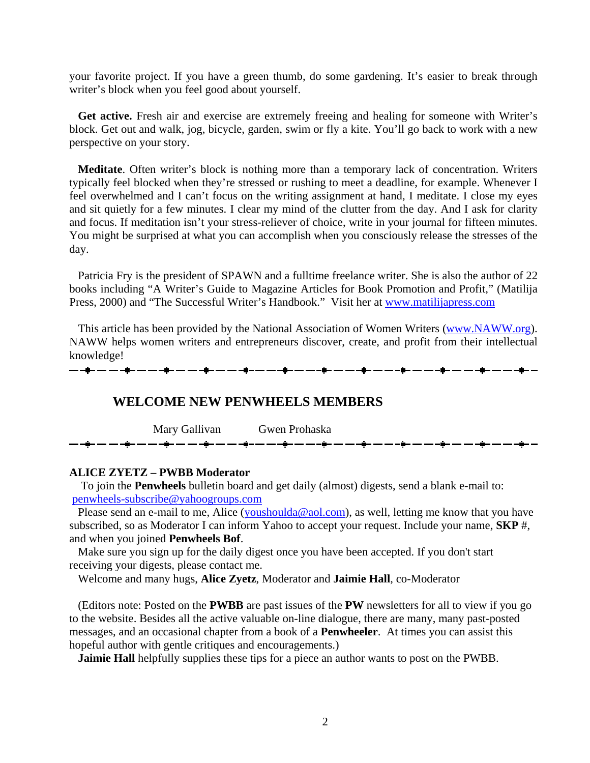your favorite project. If you have a green thumb, do some gardening. It's easier to break through writer's block when you feel good about yourself.

**Get active.** Fresh air and exercise are extremely freeing and healing for someone with Writer's block. Get out and walk, jog, bicycle, garden, swim or fly a kite. You'll go back to work with a new perspective on your story.

**Meditate**. Often writer's block is nothing more than a temporary lack of concentration. Writers typically feel blocked when they're stressed or rushing to meet a deadline, for example. Whenever I feel overwhelmed and I can't focus on the writing assignment at hand, I meditate. I close my eyes and sit quietly for a few minutes. I clear my mind of the clutter from the day. And I ask for clarity and focus. If meditation isn't your stress-reliever of choice, write in your journal for fifteen minutes. You might be surprised at what you can accomplish when you consciously release the stresses of the day.

Patricia Fry is the president of SPAWN and a fulltime freelance writer. She is also the author of 22 books including "A Writer's Guide to Magazine Articles for Book Promotion and Profit," (Matilija Press, 2000) and "The Successful Writer's Handbook." Visit her at www.matilijapress.com

This article has been provided by the National Association of Women Writers (www.NAWW.org). NAWW helps women writers and entrepreneurs discover, create, and profit from their intellectual knowledge!

---

## WELCOME NEW PENWHEELS MEMBERS

Mary Gallivan Gwen Prohaska

---

**ALICE ZYETZ – PWBB Moderator**

To join the **Penwheels** bulletin board and get daily (almost) digests, send a blank e-mail to: penwheels-subscribe@yahoogroups.com

Please send an e-mail to me, Alice (youshoulda@aol.com), as well, letting me know that you have subscribed, so as Moderator I can inform Yahoo to accept your request. Include your name, **SKP** #, and when you joined **Penwheels Bof**.

Make sure you sign up for the daily digest once you have been accepted. If you don't start receiving your digests, please contact me.

Welcome and many hugs, **Alice Zyetz**, Moderator and **Jaimie Hall**, co-Moderator

(Editors note: Posted on the **PWBB** are past issues of the **PW** newsletters for all to view if you go to the website. Besides all the active valuable on-line dialogue, there are many, many past-posted messages, and an occasional chapter from a book of a **Penwheeler**. At times you can assist this hopeful author with gentle critiques and encouragements.)

**Jaimie Hall** helpfully supplies these tips for a piece an author wants to post on the PWBB.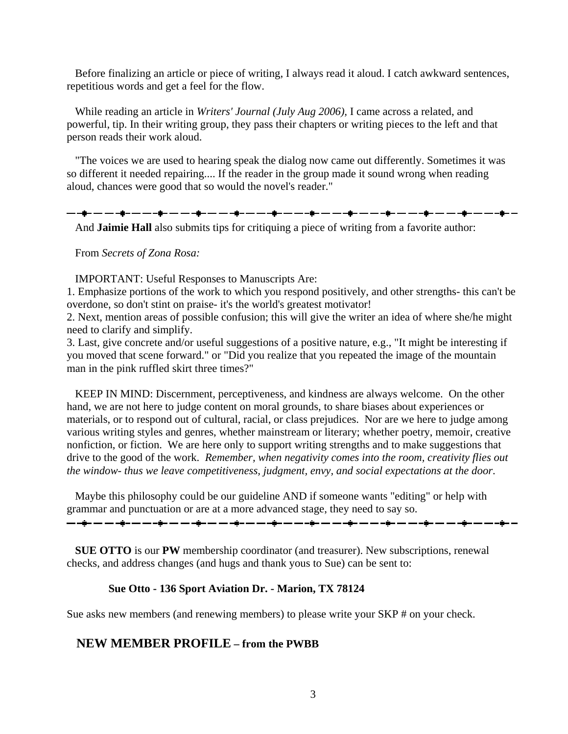Before finalizing an article or piece of writing, I always read it aloud. I catch awkward sentences, repetitious words and get a feel for the flow.

While reading an article in *Writers' Journal (July Aug 2006)*, I came across a related, and powerful, tip. In their writing group, they pass their chapters or writing pieces to the left and that person reads their work aloud.

"The voices we are used to hearing speak the dialog now came out differently. Sometimes it was so different it needed repairing.... If the reader in the group made it sound wrong when reading aloud, chances were good that so would the novel's reader."

---

And **Jaimie Hall** also submits tips for critiquing a piece of writing from a favorite author:

From *Secrets of Zona Rosa:*

IMPORTANT: Useful Responses to Manuscripts Are:

1. Emphasize portions of the work to which you respond positively, and other strengths- this can't be overdone, so don't stint on praise- it's the world's greatest motivator!
2. Next, mention areas of possible confusion; this will give the writer an idea of where she/he might need to clarify and simplify.
3. Last, give concrete and/or useful suggestions of a positive nature, e.g., "It might be interesting if you moved that scene forward." or "Did you realize that you repeated the image of the mountain man in the pink ruffled skirt three times?"

KEEP IN MIND: Discernment, perceptiveness, and kindness are always welcome. On the other hand, we are not here to judge content on moral grounds, to share biases about experiences or materials, or to respond out of cultural, racial, or class prejudices. Nor are we here to judge among various writing styles and genres, whether mainstream or literary; whether poetry, memoir, creative nonfiction, or fiction. We are here only to support writing strengths and to make suggestions that drive to the good of the work. *Remember, when negativity comes into the room, creativity flies out the window- thus we leave competitiveness, judgment, envy, and social expectations at the door.*

Maybe this philosophy could be our guideline AND if someone wants "editing" or help with grammar and punctuation or are at a more advanced stage, they need to say so.

---

**SUE OTTO** is our **PW** membership coordinator (and treasurer). New subscriptions, renewal checks, and address changes (and hugs and thank yous to Sue) can be sent to:

**Sue Otto - 136 Sport Aviation Dr. - Marion, TX 78124**

Sue asks new members (and renewing members) to please write your SKP # on your check.

## NEW MEMBER PROFILE – from the PWBB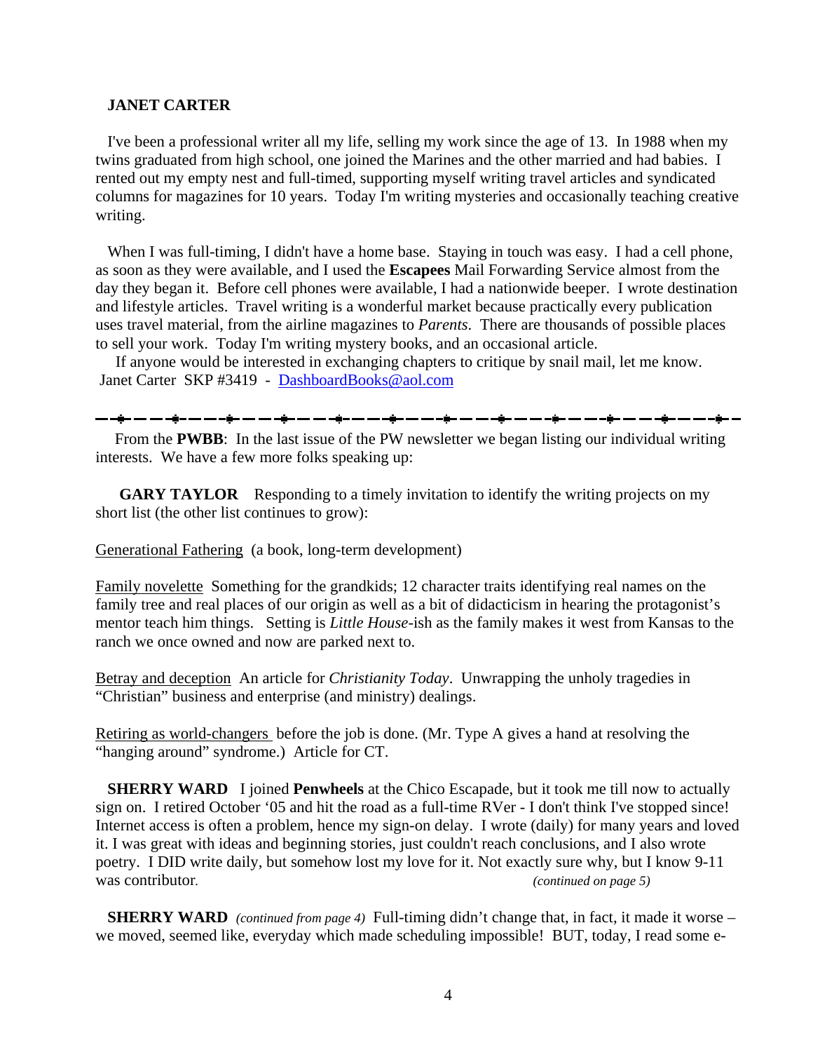**JANET CARTER**

I've been a professional writer all my life, selling my work since the age of 13. In 1988 when my twins graduated from high school, one joined the Marines and the other married and had babies. I rented out my empty nest and full-timed, supporting myself writing travel articles and syndicated columns for magazines for 10 years. Today I'm writing mysteries and occasionally teaching creative writing.

When I was full-timing, I didn't have a home base. Staying in touch was easy. I had a cell phone, as soon as they were available, and I used the **Escapees** Mail Forwarding Service almost from the day they began it. Before cell phones were available, I had a nationwide beeper. I wrote destination and lifestyle articles. Travel writing is a wonderful market because practically every publication uses travel material, from the airline magazines to *Parents*. There are thousands of possible places to sell your work. Today I'm writing mystery books, and an occasional article.

If anyone would be interested in exchanging chapters to critique by snail mail, let me know. Janet Carter SKP #3419 - DashboardBooks@aol.com

---

From the **PWBB**: In the last issue of the PW newsletter we began listing our individual writing interests. We have a few more folks speaking up:

**GARY TAYLOR** Responding to a timely invitation to identify the writing projects on my short list (the other list continues to grow):

Generational Fathering (a book, long-term development)

Family novelette Something for the grandkids; 12 character traits identifying real names on the family tree and real places of our origin as well as a bit of didacticism in hearing the protagonist's mentor teach him things. Setting is *Little House*-ish as the family makes it west from Kansas to the ranch we once owned and now are parked next to.

Betray and deception An article for *Christianity Today*. Unwrapping the unholy tragedies in "Christian" business and enterprise (and ministry) dealings.

Retiring as world-changers before the job is done. (Mr. Type A gives a hand at resolving the "hanging around" syndrome.) Article for CT.

**SHERRY WARD** I joined **Penwheels** at the Chico Escapade, but it took me till now to actually sign on. I retired October '05 and hit the road as a full-time RVer - I don't think I've stopped since! Internet access is often a problem, hence my sign-on delay. I wrote (daily) for many years and loved it. I was great with ideas and beginning stories, just couldn't reach conclusions, and I also wrote poetry. I DID write daily, but somehow lost my love for it. Not exactly sure why, but I know 9-11 was contributor. *(continued on page 5)*

**SHERRY WARD** *(continued from page 4)* Full-timing didn't change that, in fact, it made it worse – we moved, seemed like, everyday which made scheduling impossible! BUT, today, I read some e-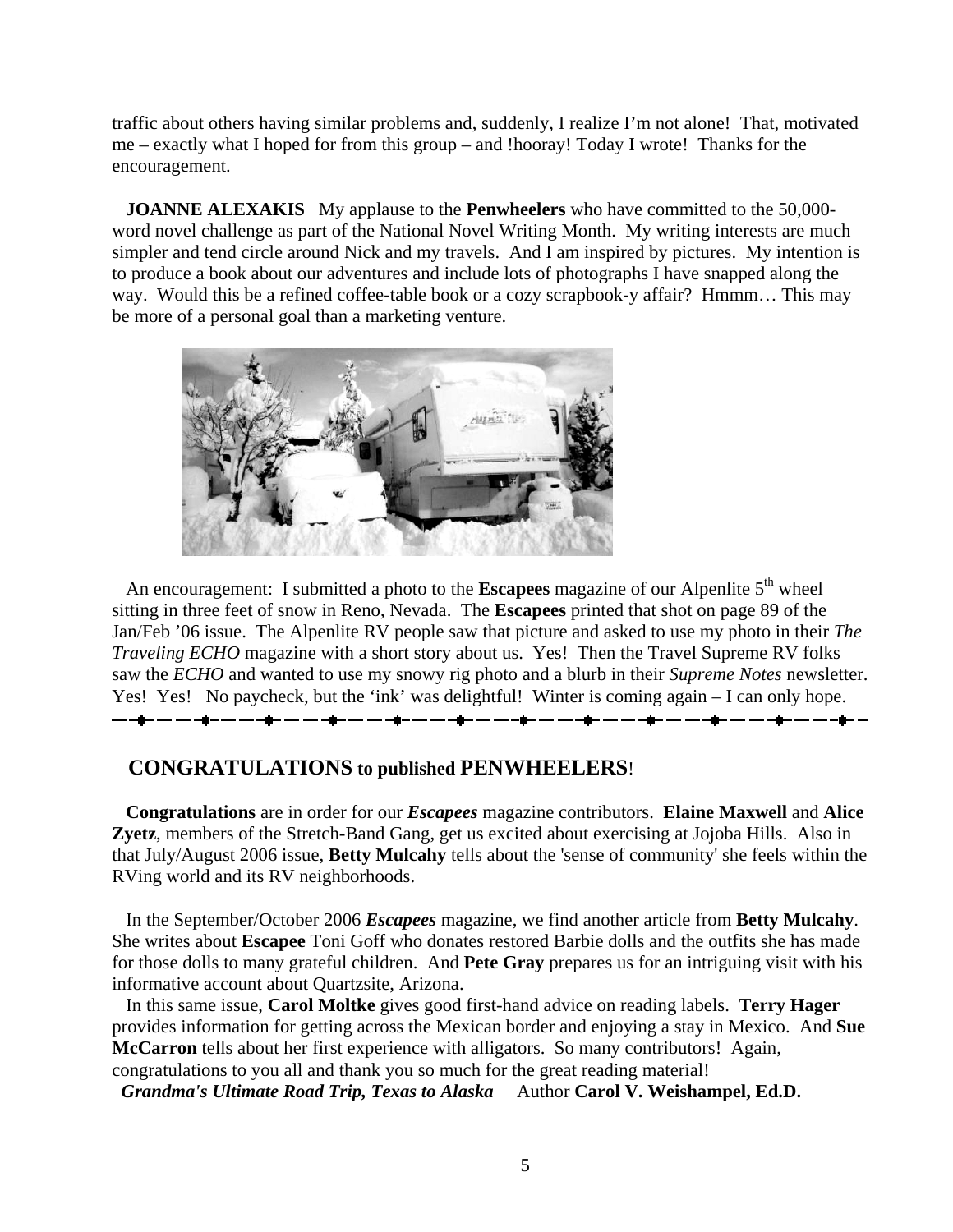traffic about others having similar problems and, suddenly, I realize I'm not alone! That, motivated me – exactly what I hoped for from this group – and !hooray! Today I wrote! Thanks for the encouragement.

**JOANNE ALEXAKIS** My applause to the **Penwheelers** who have committed to the 50,000-word novel challenge as part of the National Novel Writing Month. My writing interests are much simpler and tend circle around Nick and my travels. And I am inspired by pictures. My intention is to produce a book about our adventures and include lots of photographs I have snapped along the way. Would this be a refined coffee-table book or a cozy scrapbook-y affair? Hmmm… This may be more of a personal goal than a marketing venture.

An encouragement: I submitted a photo to the **Escapees** magazine of our Alpenlite 5th wheel sitting in three feet of snow in Reno, Nevada. The **Escapees** printed that shot on page 89 of the Jan/Feb '06 issue. The Alpenlite RV people saw that picture and asked to use my photo in their *The Traveling ECHO* magazine with a short story about us. Yes! Then the Travel Supreme RV folks saw the *ECHO* and wanted to use my snowy rig photo and a blurb in their *Supreme Notes* newsletter. Yes! Yes! No paycheck, but the 'ink' was delightful! Winter is coming again – I can only hope.

---

## CONGRATULATIONS to published PENWHEELERS!

**Congratulations** are in order for our ***Escapees*** magazine contributors. **Elaine Maxwell** and **Alice Zyetz**, members of the Stretch-Band Gang, get us excited about exercising at Jojoba Hills. Also in that July/August 2006 issue, **Betty Mulcahy** tells about the 'sense of community' she feels within the RVing world and its RV neighborhoods.

In the September/October 2006 ***Escapees*** magazine, we find another article from **Betty Mulcahy**. She writes about **Escapee** Toni Goff who donates restored Barbie dolls and the outfits she has made for those dolls to many grateful children. And **Pete Gray** prepares us for an intriguing visit with his informative account about Quartzsite, Arizona.

In this same issue, **Carol Moltke** gives good first-hand advice on reading labels. **Terry Hager** provides information for getting across the Mexican border and enjoying a stay in Mexico. And **Sue McCarron** tells about her first experience with alligators. So many contributors! Again, congratulations to you all and thank you so much for the great reading material!

***Grandma's Ultimate Road Trip, Texas to Alaska*** Author **Carol V. Weishampel, Ed.D.**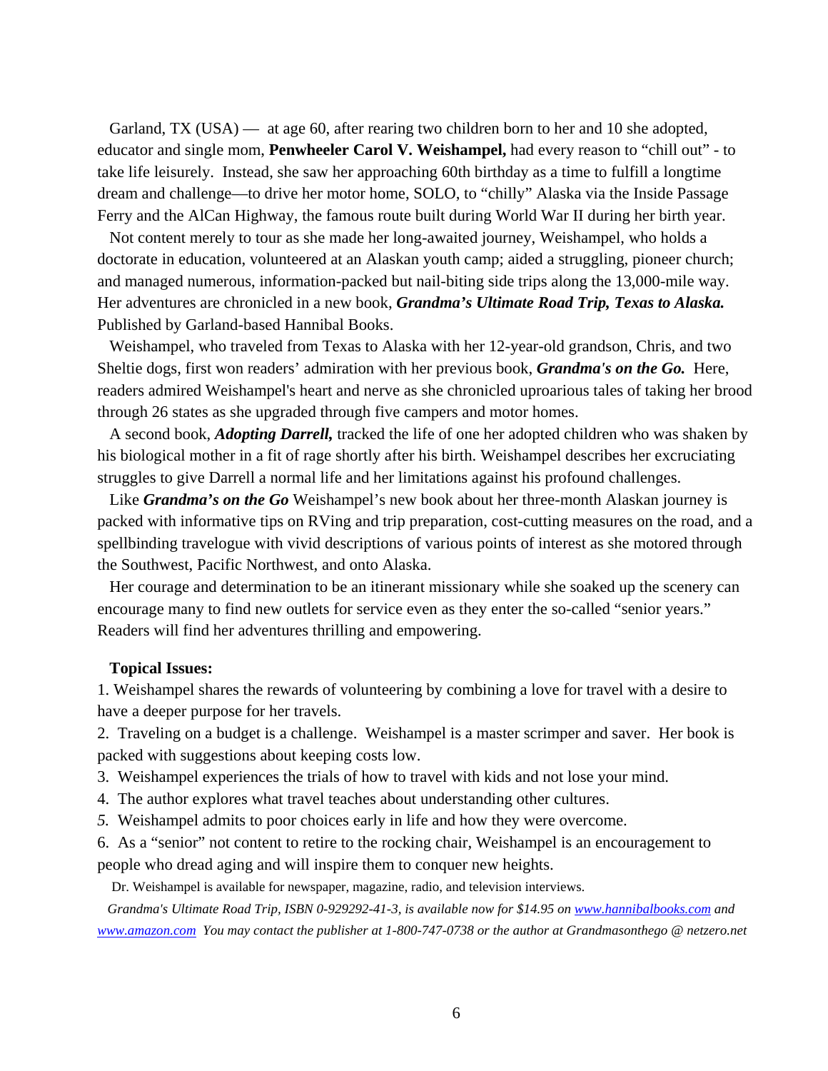Garland, TX (USA) — at age 60, after rearing two children born to her and 10 she adopted, educator and single mom, **Penwheeler Carol V. Weishampel,** had every reason to "chill out" - to take life leisurely. Instead, she saw her approaching 60th birthday as a time to fulfill a longtime dream and challenge—to drive her motor home, SOLO, to "chilly" Alaska via the Inside Passage Ferry and the AlCan Highway, the famous route built during World War II during her birth year.

Not content merely to tour as she made her long-awaited journey, Weishampel, who holds a doctorate in education, volunteered at an Alaskan youth camp; aided a struggling, pioneer church; and managed numerous, information-packed but nail-biting side trips along the 13,000-mile way. Her adventures are chronicled in a new book, ***Grandma's Ultimate Road Trip, Texas to Alaska.*** Published by Garland-based Hannibal Books.

Weishampel, who traveled from Texas to Alaska with her 12-year-old grandson, Chris, and two Sheltie dogs, first won readers' admiration with her previous book, ***Grandma's on the Go.*** Here, readers admired Weishampel's heart and nerve as she chronicled uproarious tales of taking her brood through 26 states as she upgraded through five campers and motor homes.

A second book, ***Adopting Darrell,*** tracked the life of one her adopted children who was shaken by his biological mother in a fit of rage shortly after his birth. Weishampel describes her excruciating struggles to give Darrell a normal life and her limitations against his profound challenges.

Like ***Grandma's on the Go*** Weishampel's new book about her three-month Alaskan journey is packed with informative tips on RVing and trip preparation, cost-cutting measures on the road, and a spellbinding travelogue with vivid descriptions of various points of interest as she motored through the Southwest, Pacific Northwest, and onto Alaska.

Her courage and determination to be an itinerant missionary while she soaked up the scenery can encourage many to find new outlets for service even as they enter the so-called "senior years." Readers will find her adventures thrilling and empowering.

**Topical Issues:**

1. Weishampel shares the rewards of volunteering by combining a love for travel with a desire to have a deeper purpose for her travels.
2. Traveling on a budget is a challenge. Weishampel is a master scrimper and saver. Her book is packed with suggestions about keeping costs low.
3. Weishampel experiences the trials of how to travel with kids and not lose your mind.
4. The author explores what travel teaches about understanding other cultures.
5. Weishampel admits to poor choices early in life and how they were overcome.
6. As a "senior" not content to retire to the rocking chair, Weishampel is an encouragement to people who dread aging and will inspire them to conquer new heights.

Dr. Weishampel is available for newspaper, magazine, radio, and television interviews.

*Grandma's Ultimate Road Trip, ISBN 0-929292-41-3, is available now for $14.95 on www.hannibalbooks.com and www.amazon.com You may contact the publisher at 1-800-747-0738 or the author at Grandmasonthego @ netzero.net*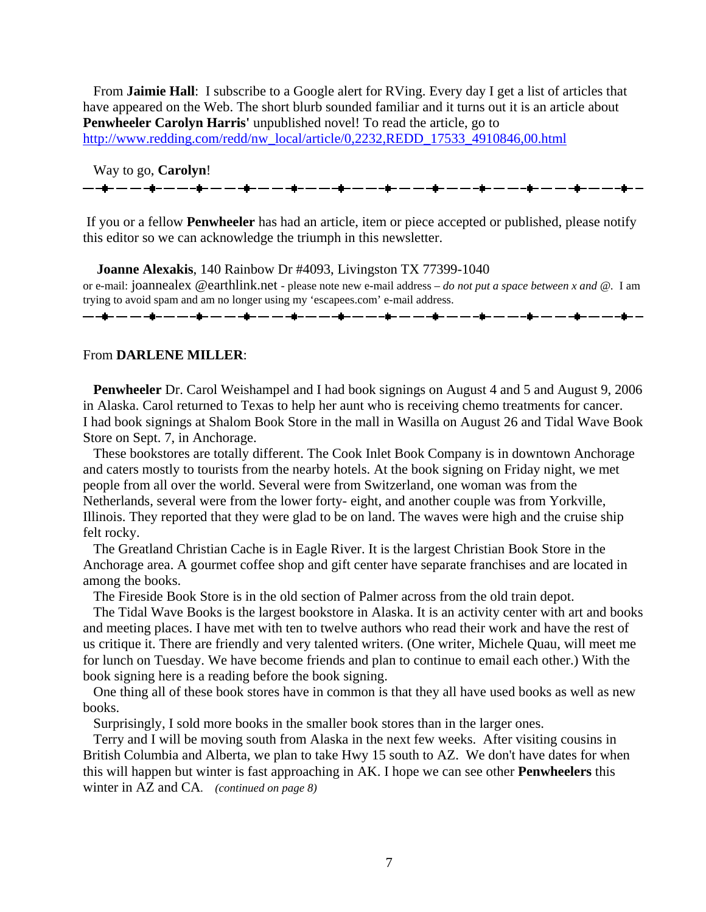From **Jaimie Hall**: I subscribe to a Google alert for RVing. Every day I get a list of articles that have appeared on the Web. The short blurb sounded familiar and it turns out it is an article about **Penwheeler Carolyn Harris'** unpublished novel! To read the article, go to http://www.redding.com/redd/nw_local/article/0,2232,REDD_17533_4910846,00.html

Way to go, **Carolyn**!

---

If you or a fellow **Penwheeler** has had an article, item or piece accepted or published, please notify this editor so we can acknowledge the triumph in this newsletter.

**Joanne Alexakis**, 140 Rainbow Dr #4093, Livingston TX 77399-1040
or e-mail: joannealex @earthlink.net - please note new e-mail address – *do not put a space between x and @*. I am trying to avoid spam and am no longer using my 'escapees.com' e-mail address.

---

From **DARLENE MILLER**:

**Penwheeler** Dr. Carol Weishampel and I had book signings on August 4 and 5 and August 9, 2006 in Alaska. Carol returned to Texas to help her aunt who is receiving chemo treatments for cancer. I had book signings at Shalom Book Store in the mall in Wasilla on August 26 and Tidal Wave Book Store on Sept. 7, in Anchorage.

These bookstores are totally different. The Cook Inlet Book Company is in downtown Anchorage and caters mostly to tourists from the nearby hotels. At the book signing on Friday night, we met people from all over the world. Several were from Switzerland, one woman was from the Netherlands, several were from the lower forty- eight, and another couple was from Yorkville, Illinois. They reported that they were glad to be on land. The waves were high and the cruise ship felt rocky.

The Greatland Christian Cache is in Eagle River. It is the largest Christian Book Store in the Anchorage area. A gourmet coffee shop and gift center have separate franchises and are located in among the books.

The Fireside Book Store is in the old section of Palmer across from the old train depot.

The Tidal Wave Books is the largest bookstore in Alaska. It is an activity center with art and books and meeting places. I have met with ten to twelve authors who read their work and have the rest of us critique it. There are friendly and very talented writers. (One writer, Michele Quau, will meet me for lunch on Tuesday. We have become friends and plan to continue to email each other.) With the book signing here is a reading before the book signing.

One thing all of these book stores have in common is that they all have used books as well as new books.

Surprisingly, I sold more books in the smaller book stores than in the larger ones.

Terry and I will be moving south from Alaska in the next few weeks. After visiting cousins in British Columbia and Alberta, we plan to take Hwy 15 south to AZ. We don't have dates for when this will happen but winter is fast approaching in AK. I hope we can see other **Penwheelers** this winter in AZ and CA. *(continued on page 8)*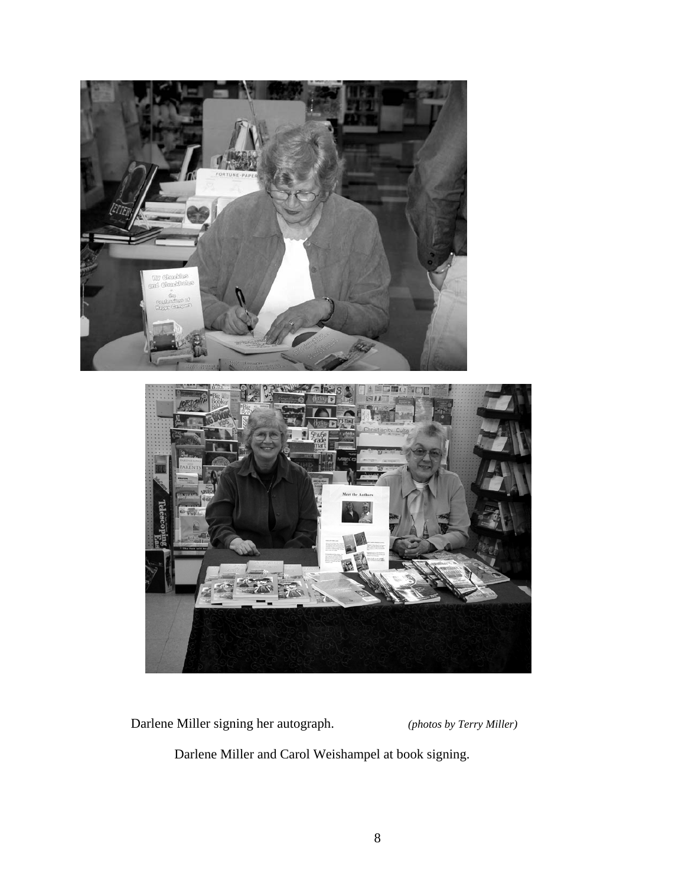Darlene Miller signing her autograph. *(photos by Terry Miller)*

Darlene Miller and Carol Weishampel at book signing.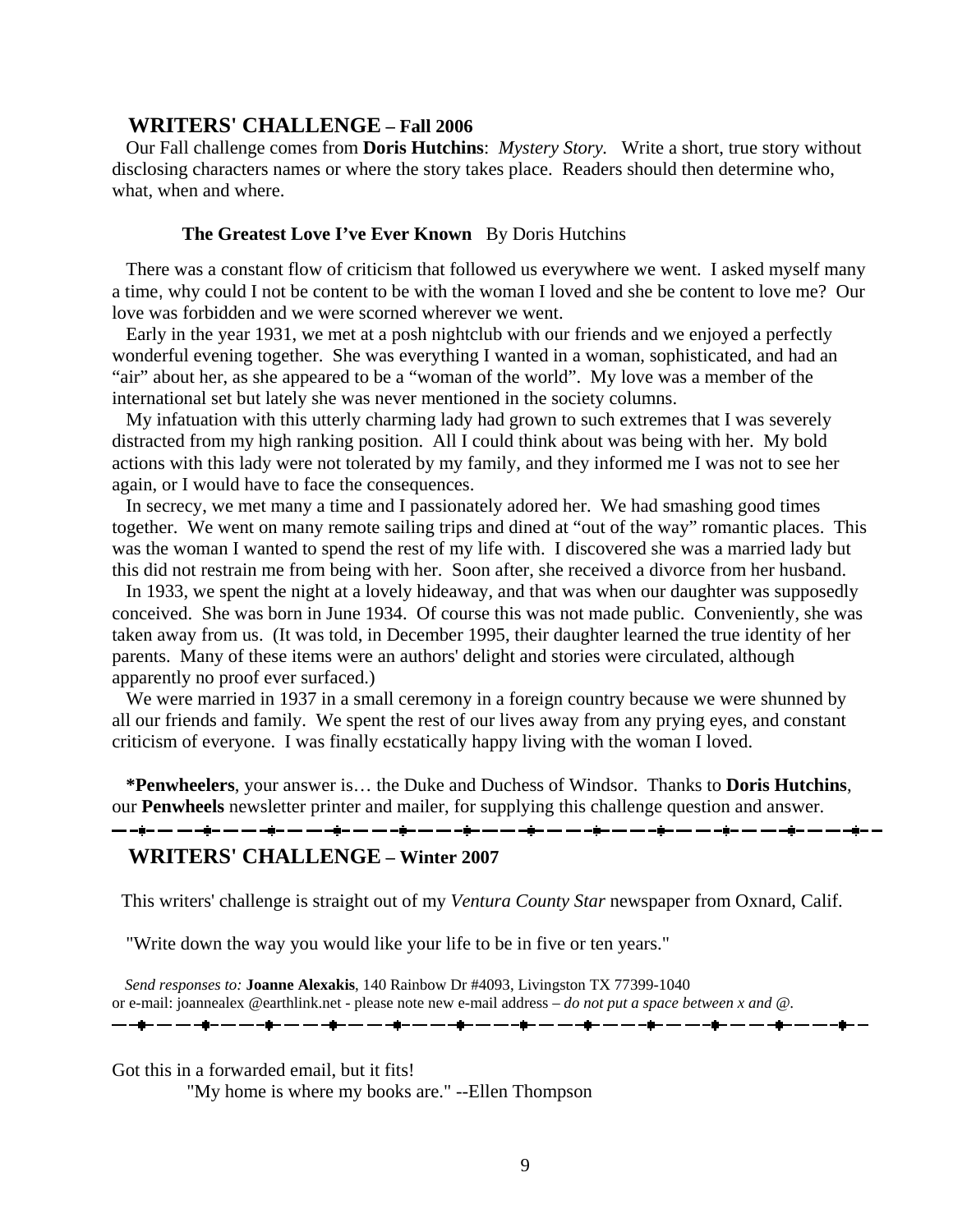## WRITERS' CHALLENGE – Fall 2006

Our Fall challenge comes from **Doris Hutchins**: *Mystery Story.* Write a short, true story without disclosing characters names or where the story takes place. Readers should then determine who, what, when and where.

**The Greatest Love I've Ever Known** By Doris Hutchins

There was a constant flow of criticism that followed us everywhere we went. I asked myself many a time, why could I not be content to be with the woman I loved and she be content to love me? Our love was forbidden and we were scorned wherever we went.

Early in the year 1931, we met at a posh nightclub with our friends and we enjoyed a perfectly wonderful evening together. She was everything I wanted in a woman, sophisticated, and had an "air" about her, as she appeared to be a "woman of the world". My love was a member of the international set but lately she was never mentioned in the society columns.

My infatuation with this utterly charming lady had grown to such extremes that I was severely distracted from my high ranking position. All I could think about was being with her. My bold actions with this lady were not tolerated by my family, and they informed me I was not to see her again, or I would have to face the consequences.

In secrecy, we met many a time and I passionately adored her. We had smashing good times together. We went on many remote sailing trips and dined at "out of the way" romantic places. This was the woman I wanted to spend the rest of my life with. I discovered she was a married lady but this did not restrain me from being with her. Soon after, she received a divorce from her husband.

In 1933, we spent the night at a lovely hideaway, and that was when our daughter was supposedly conceived. She was born in June 1934. Of course this was not made public. Conveniently, she was taken away from us. (It was told, in December 1995, their daughter learned the true identity of her parents. Many of these items were an authors' delight and stories were circulated, although apparently no proof ever surfaced.)

We were married in 1937 in a small ceremony in a foreign country because we were shunned by all our friends and family. We spent the rest of our lives away from any prying eyes, and constant criticism of everyone. I was finally ecstatically happy living with the woman I loved.

***Penwheelers**, your answer is… the Duke and Duchess of Windsor. Thanks to **Doris Hutchins**, our **Penwheels** newsletter printer and mailer, for supplying this challenge question and answer.

---

## WRITERS' CHALLENGE – Winter 2007

This writers' challenge is straight out of my *Ventura County Star* newspaper from Oxnard, Calif.

"Write down the way you would like your life to be in five or ten years."

*Send responses to:* **Joanne Alexakis**, 140 Rainbow Dr #4093, Livingston TX 77399-1040 or e-mail: joannealex @earthlink.net - please note new e-mail address – *do not put a space between x and @.*

---

Got this in a forwarded email, but it fits!

"My home is where my books are." --Ellen Thompson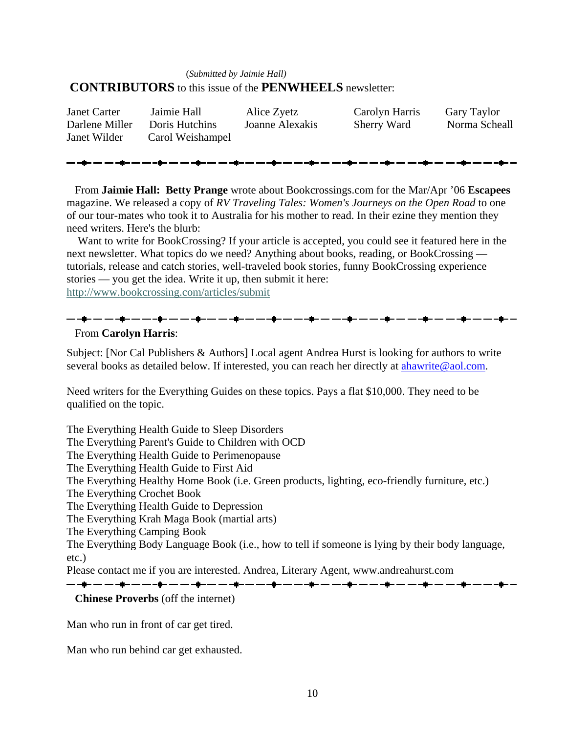(*Submitted by Jaimie Hall)*

**CONTRIBUTORS** to this issue of the **PENWHEELS** newsletter:

| | | | | |
|---|---|---|---|---|
| Janet Carter | Jaimie Hall | Alice Zyetz | Carolyn Harris | Gary Taylor |
| Darlene Miller | Doris Hutchins | Joanne Alexakis | Sherry Ward | Norma Scheall |
| Janet Wilder | Carol Weishampel | | | |

---

From **Jaimie Hall: Betty Prange** wrote about Bookcrossings.com for the Mar/Apr '06 **Escapees** magazine. We released a copy of *RV Traveling Tales: Women's Journeys on the Open Road* to one of our tour-mates who took it to Australia for his mother to read. In their ezine they mention they need writers. Here's the blurb:

Want to write for BookCrossing? If your article is accepted, you could see it featured here in the next newsletter. What topics do we need? Anything about books, reading, or BookCrossing — tutorials, release and catch stories, well-traveled book stories, funny BookCrossing experience stories — you get the idea. Write it up, then submit it here: http://www.bookcrossing.com/articles/submit

---

From **Carolyn Harris**:

Subject: [Nor Cal Publishers & Authors] Local agent Andrea Hurst is looking for authors to write several books as detailed below. If interested, you can reach her directly at ahawrite@aol.com.

Need writers for the Everything Guides on these topics. Pays a flat $10,000. They need to be qualified on the topic.

The Everything Health Guide to Sleep Disorders
The Everything Parent's Guide to Children with OCD
The Everything Health Guide to Perimenopause
The Everything Health Guide to First Aid
The Everything Healthy Home Book (i.e. Green products, lighting, eco-friendly furniture, etc.)
The Everything Crochet Book
The Everything Health Guide to Depression
The Everything Krah Maga Book (martial arts)
The Everything Camping Book
The Everything Body Language Book (i.e., how to tell if someone is lying by their body language, etc.)
Please contact me if you are interested. Andrea, Literary Agent, www.andreahurst.com

---

**Chinese Proverbs** (off the internet)

Man who run in front of car get tired.

Man who run behind car get exhausted.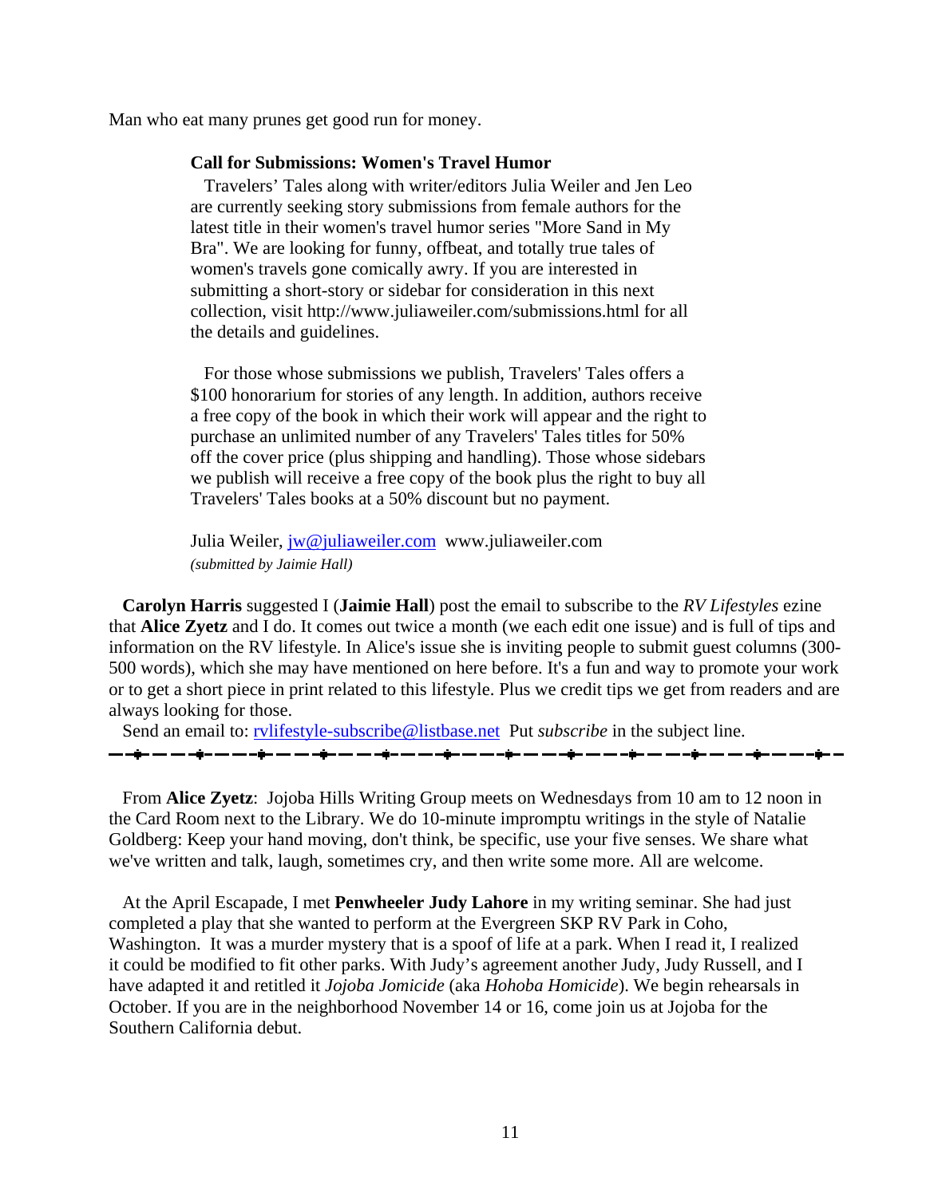Man who eat many prunes get good run for money.

**Call for Submissions: Women's Travel Humor**

Travelers' Tales along with writer/editors Julia Weiler and Jen Leo are currently seeking story submissions from female authors for the latest title in their women's travel humor series "More Sand in My Bra". We are looking for funny, offbeat, and totally true tales of women's travels gone comically awry. If you are interested in submitting a short-story or sidebar for consideration in this next collection, visit http://www.juliaweiler.com/submissions.html for all the details and guidelines.

For those whose submissions we publish, Travelers' Tales offers a $100 honorarium for stories of any length. In addition, authors receive a free copy of the book in which their work will appear and the right to purchase an unlimited number of any Travelers' Tales titles for 50% off the cover price (plus shipping and handling). Those whose sidebars we publish will receive a free copy of the book plus the right to buy all Travelers' Tales books at a 50% discount but no payment.

Julia Weiler, jw@juliaweiler.com www.juliaweiler.com
*(submitted by Jaimie Hall)*

**Carolyn Harris** suggested I (**Jaimie Hall**) post the email to subscribe to the *RV Lifestyles* ezine that **Alice Zyetz** and I do. It comes out twice a month (we each edit one issue) and is full of tips and information on the RV lifestyle. In Alice's issue she is inviting people to submit guest columns (300-500 words), which she may have mentioned on here before. It's a fun and way to promote your work or to get a short piece in print related to this lifestyle. Plus we credit tips we get from readers and are always looking for those.

Send an email to: rvlifestyle-subscribe@listbase.net Put *subscribe* in the subject line.

---

From **Alice Zyetz**: Jojoba Hills Writing Group meets on Wednesdays from 10 am to 12 noon in the Card Room next to the Library. We do 10-minute impromptu writings in the style of Natalie Goldberg: Keep your hand moving, don't think, be specific, use your five senses. We share what we've written and talk, laugh, sometimes cry, and then write some more. All are welcome.

At the April Escapade, I met **Penwheeler Judy Lahore** in my writing seminar. She had just completed a play that she wanted to perform at the Evergreen SKP RV Park in Coho, Washington. It was a murder mystery that is a spoof of life at a park. When I read it, I realized it could be modified to fit other parks. With Judy's agreement another Judy, Judy Russell, and I have adapted it and retitled it *Jojoba Jomicide* (aka *Hohoba Homicide*). We begin rehearsals in October. If you are in the neighborhood November 14 or 16, come join us at Jojoba for the Southern California debut.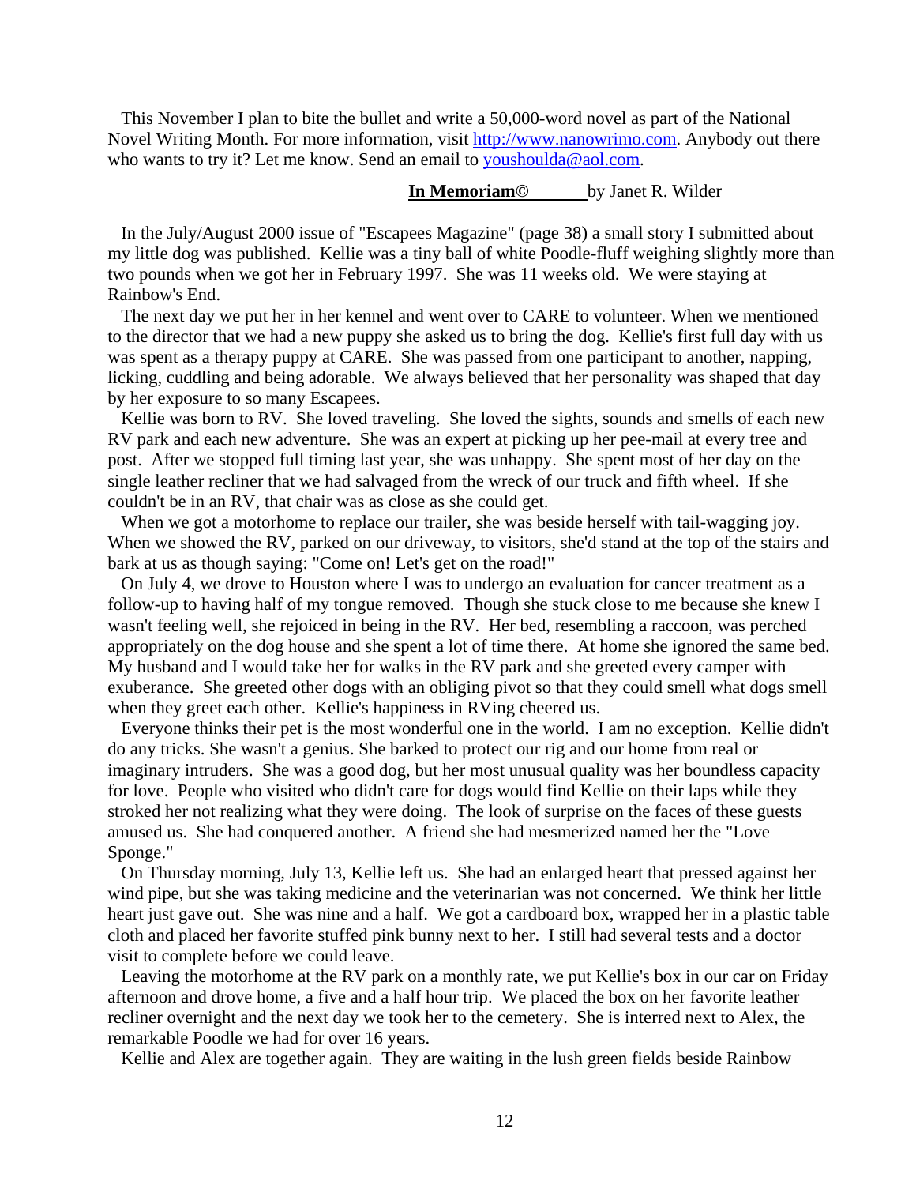This November I plan to bite the bullet and write a 50,000-word novel as part of the National Novel Writing Month. For more information, visit http://www.nanowrimo.com. Anybody out there who wants to try it? Let me know. Send an email to youshoulda@aol.com.

**In Memoriam©** by Janet R. Wilder

In the July/August 2000 issue of "Escapees Magazine" (page 38) a small story I submitted about my little dog was published. Kellie was a tiny ball of white Poodle-fluff weighing slightly more than two pounds when we got her in February 1997. She was 11 weeks old. We were staying at Rainbow's End.

The next day we put her in her kennel and went over to CARE to volunteer. When we mentioned to the director that we had a new puppy she asked us to bring the dog. Kellie's first full day with us was spent as a therapy puppy at CARE. She was passed from one participant to another, napping, licking, cuddling and being adorable. We always believed that her personality was shaped that day by her exposure to so many Escapees.

Kellie was born to RV. She loved traveling. She loved the sights, sounds and smells of each new RV park and each new adventure. She was an expert at picking up her pee-mail at every tree and post. After we stopped full timing last year, she was unhappy. She spent most of her day on the single leather recliner that we had salvaged from the wreck of our truck and fifth wheel. If she couldn't be in an RV, that chair was as close as she could get.

When we got a motorhome to replace our trailer, she was beside herself with tail-wagging joy. When we showed the RV, parked on our driveway, to visitors, she'd stand at the top of the stairs and bark at us as though saying: "Come on! Let's get on the road!"

On July 4, we drove to Houston where I was to undergo an evaluation for cancer treatment as a follow-up to having half of my tongue removed. Though she stuck close to me because she knew I wasn't feeling well, she rejoiced in being in the RV. Her bed, resembling a raccoon, was perched appropriately on the dog house and she spent a lot of time there. At home she ignored the same bed. My husband and I would take her for walks in the RV park and she greeted every camper with exuberance. She greeted other dogs with an obliging pivot so that they could smell what dogs smell when they greet each other. Kellie's happiness in RVing cheered us.

Everyone thinks their pet is the most wonderful one in the world. I am no exception. Kellie didn't do any tricks. She wasn't a genius. She barked to protect our rig and our home from real or imaginary intruders. She was a good dog, but her most unusual quality was her boundless capacity for love. People who visited who didn't care for dogs would find Kellie on their laps while they stroked her not realizing what they were doing. The look of surprise on the faces of these guests amused us. She had conquered another. A friend she had mesmerized named her the "Love Sponge."

On Thursday morning, July 13, Kellie left us. She had an enlarged heart that pressed against her wind pipe, but she was taking medicine and the veterinarian was not concerned. We think her little heart just gave out. She was nine and a half. We got a cardboard box, wrapped her in a plastic table cloth and placed her favorite stuffed pink bunny next to her. I still had several tests and a doctor visit to complete before we could leave.

Leaving the motorhome at the RV park on a monthly rate, we put Kellie's box in our car on Friday afternoon and drove home, a five and a half hour trip. We placed the box on her favorite leather recliner overnight and the next day we took her to the cemetery. She is interred next to Alex, the remarkable Poodle we had for over 16 years.

Kellie and Alex are together again. They are waiting in the lush green fields beside Rainbow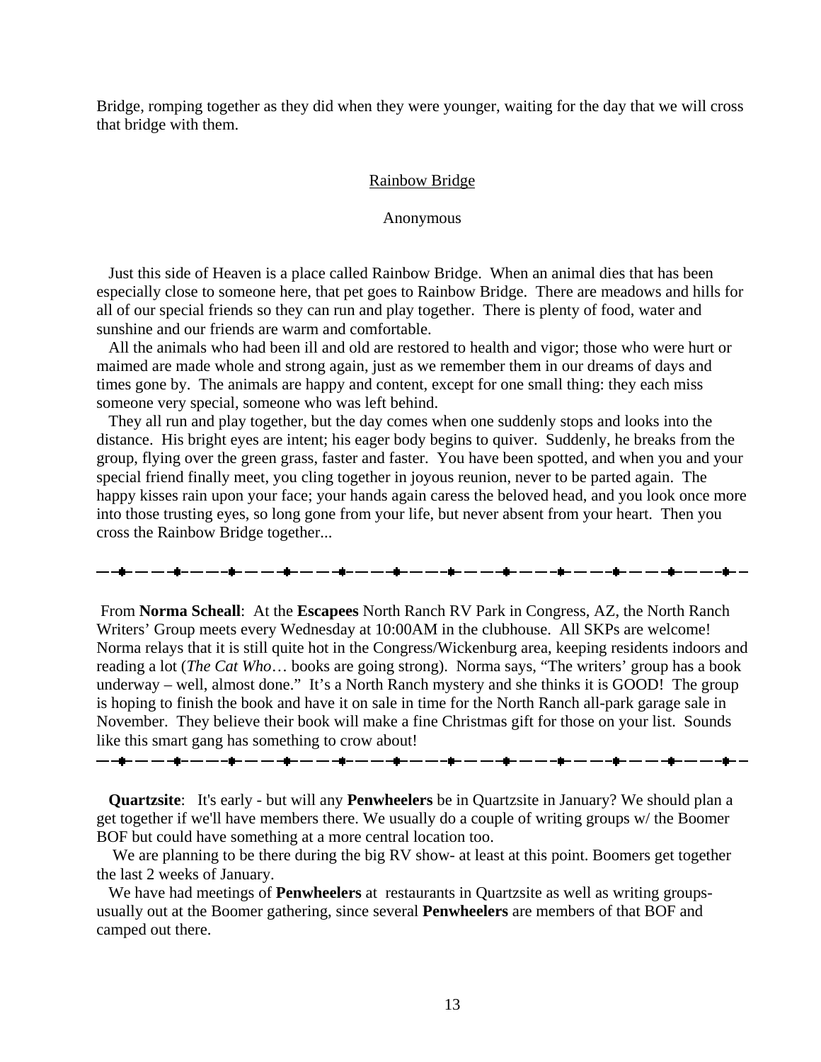Bridge, romping together as they did when they were younger, waiting for the day that we will cross that bridge with them.

<u>Rainbow Bridge</u>

Anonymous

Just this side of Heaven is a place called Rainbow Bridge. When an animal dies that has been especially close to someone here, that pet goes to Rainbow Bridge. There are meadows and hills for all of our special friends so they can run and play together. There is plenty of food, water and sunshine and our friends are warm and comfortable.

All the animals who had been ill and old are restored to health and vigor; those who were hurt or maimed are made whole and strong again, just as we remember them in our dreams of days and times gone by. The animals are happy and content, except for one small thing: they each miss someone very special, someone who was left behind.

They all run and play together, but the day comes when one suddenly stops and looks into the distance. His bright eyes are intent; his eager body begins to quiver. Suddenly, he breaks from the group, flying over the green grass, faster and faster. You have been spotted, and when you and your special friend finally meet, you cling together in joyous reunion, never to be parted again. The happy kisses rain upon your face; your hands again caress the beloved head, and you look once more into those trusting eyes, so long gone from your life, but never absent from your heart. Then you cross the Rainbow Bridge together...

---

From **Norma Scheall**: At the **Escapees** North Ranch RV Park in Congress, AZ, the North Ranch Writers' Group meets every Wednesday at 10:00AM in the clubhouse. All SKPs are welcome! Norma relays that it is still quite hot in the Congress/Wickenburg area, keeping residents indoors and reading a lot (*The Cat Who*… books are going strong). Norma says, "The writers' group has a book underway – well, almost done." It's a North Ranch mystery and she thinks it is GOOD! The group is hoping to finish the book and have it on sale in time for the North Ranch all-park garage sale in November. They believe their book will make a fine Christmas gift for those on your list. Sounds like this smart gang has something to crow about!

---

**Quartzsite**: It's early - but will any **Penwheelers** be in Quartzsite in January? We should plan a get together if we'll have members there. We usually do a couple of writing groups w/ the Boomer BOF but could have something at a more central location too.

We are planning to be there during the big RV show- at least at this point. Boomers get together the last 2 weeks of January.

We have had meetings of **Penwheelers** at restaurants in Quartzsite as well as writing groups- usually out at the Boomer gathering, since several **Penwheelers** are members of that BOF and camped out there.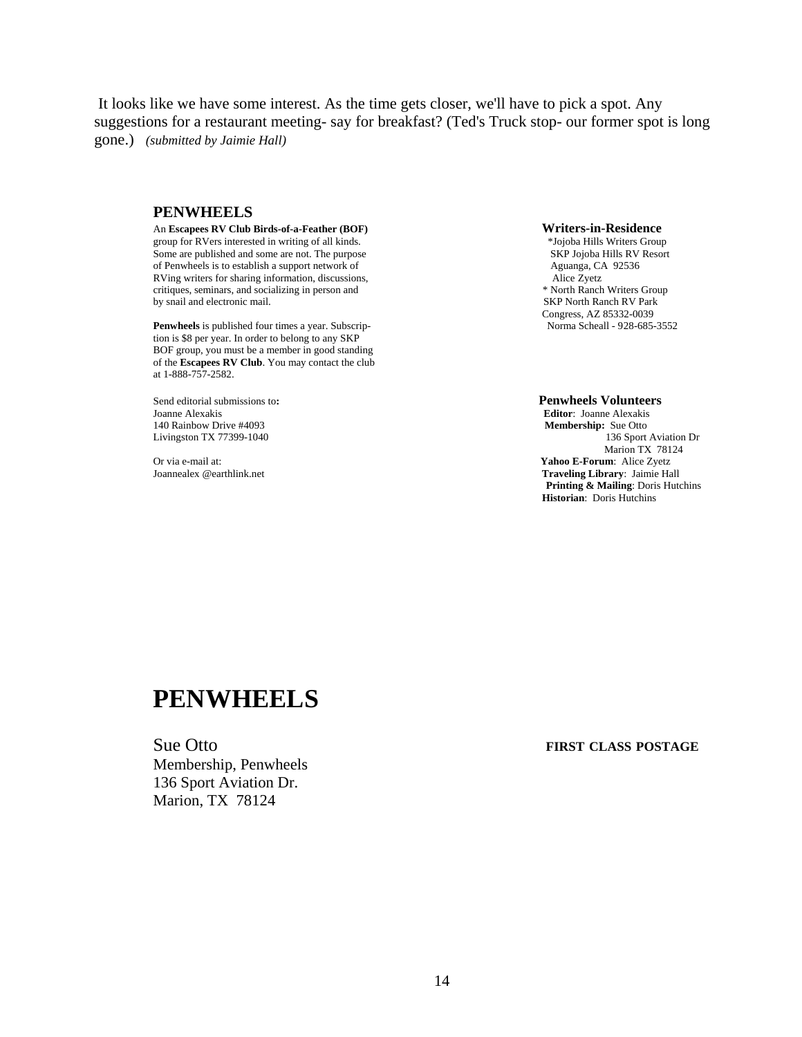It looks like we have some interest. As the time gets closer, we'll have to pick a spot. Any suggestions for a restaurant meeting- say for breakfast? (Ted's Truck stop- our former spot is long gone.) *(submitted by Jaimie Hall)*

## PENWHEELS

An **Escapees RV Club Birds-of-a-Feather (BOF)** group for RVers interested in writing of all kinds. Some are published and some are not. The purpose of Penwheels is to establish a support network of RVing writers for sharing information, discussions, critiques, seminars, and socializing in person and by snail and electronic mail.

**Penwheels** is published four times a year. Subscription is $8 per year. In order to belong to any SKP BOF group, you must be a member in good standing of the **Escapees RV Club**. You may contact the club at 1-888-757-2582.

Send editorial submissions to**:**
Joanne Alexakis
140 Rainbow Drive #4093
Livingston TX 77399-1040

Or via e-mail at:
Joannealex @earthlink.net

### Writers-in-Residence

*Jojoba Hills Writers Group
SKP Jojoba Hills RV Resort
Aguanga, CA 92536
Alice Zyetz

* North Ranch Writers Group
SKP North Ranch RV Park
Congress, AZ 85332-0039
Norma Scheall - 928-685-3552

### Penwheels Volunteers

**Editor**: Joanne Alexakis
**Membership:** Sue Otto
136 Sport Aviation Dr
Marion TX 78124
**Yahoo E-Forum**: Alice Zyetz
**Traveling Library**: Jaimie Hall
**Printing & Mailing**: Doris Hutchins
**Historian**: Doris Hutchins

# PENWHEELS

Sue Otto
Membership, Penwheels
136 Sport Aviation Dr.
Marion, TX 78124

**FIRST CLASS POSTAGE**